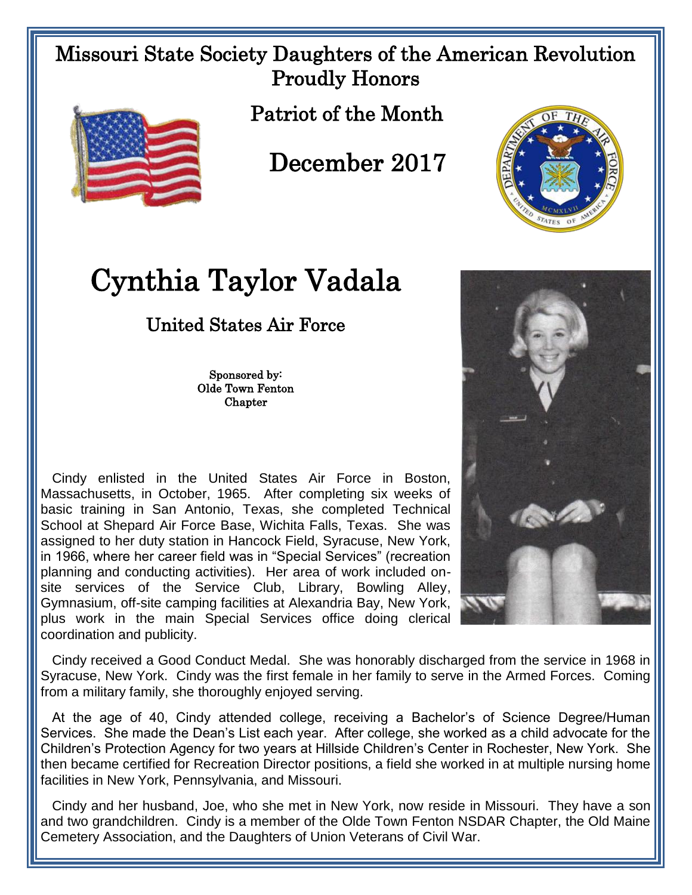# Missouri State Society Daughters of the American Revolution Proudly Honors

## Patriot of the Month

## December 2017

# Cynthia Taylor Vadala

## United States Air Force

**Sponsored by:**
**Olde Town Fenton Chapter**

Cindy enlisted in the United States Air Force in Boston, Massachusetts, in October, 1965. After completing six weeks of basic training in San Antonio, Texas, she completed Technical School at Shepard Air Force Base, Wichita Falls, Texas. She was assigned to her duty station in Hancock Field, Syracuse, New York, in 1966, where her career field was in "Special Services" (recreation planning and conducting activities). Her area of work included on-site services of the Service Club, Library, Bowling Alley, Gymnasium, off-site camping facilities at Alexandria Bay, New York, plus work in the main Special Services office doing clerical coordination and publicity.

Cindy received a Good Conduct Medal. She was honorably discharged from the service in 1968 in Syracuse, New York. Cindy was the first female in her family to serve in the Armed Forces. Coming from a military family, she thoroughly enjoyed serving.

At the age of 40, Cindy attended college, receiving a Bachelor's of Science Degree/Human Services. She made the Dean's List each year. After college, she worked as a child advocate for the Children's Protection Agency for two years at Hillside Children's Center in Rochester, New York. She then became certified for Recreation Director positions, a field she worked in at multiple nursing home facilities in New York, Pennsylvania, and Missouri.

Cindy and her husband, Joe, who she met in New York, now reside in Missouri. They have a son and two grandchildren. Cindy is a member of the Olde Town Fenton NSDAR Chapter, the Old Maine Cemetery Association, and the Daughters of Union Veterans of Civil War.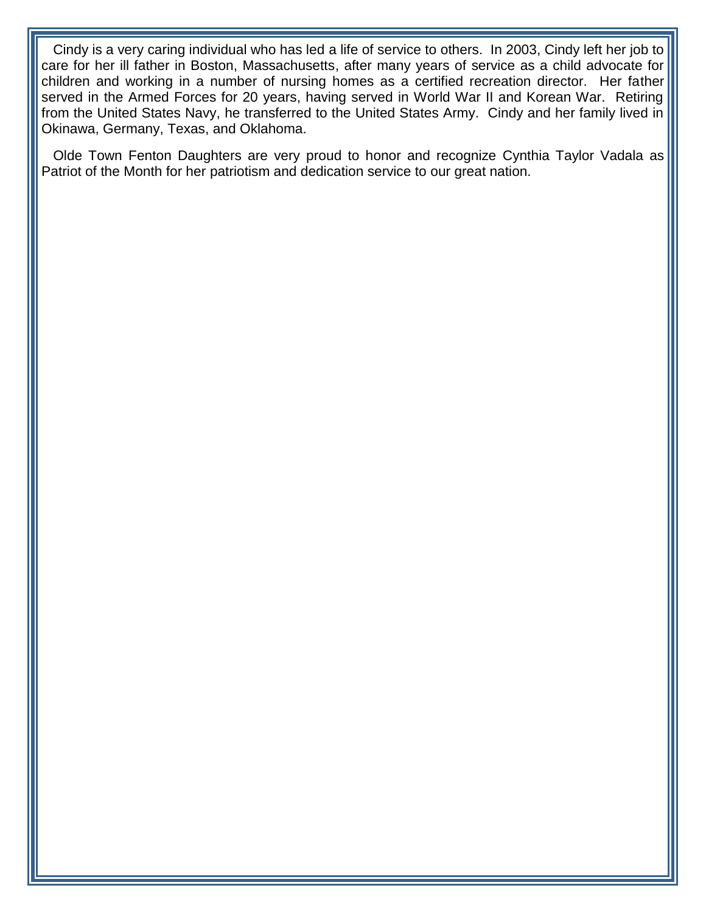Cindy is a very caring individual who has led a life of service to others. In 2003, Cindy left her job to care for her ill father in Boston, Massachusetts, after many years of service as a child advocate for children and working in a number of nursing homes as a certified recreation director. Her father served in the Armed Forces for 20 years, having served in World War II and Korean War. Retiring from the United States Navy, he transferred to the United States Army. Cindy and her family lived in Okinawa, Germany, Texas, and Oklahoma.

Olde Town Fenton Daughters are very proud to honor and recognize Cynthia Taylor Vadala as Patriot of the Month for her patriotism and dedication service to our great nation.